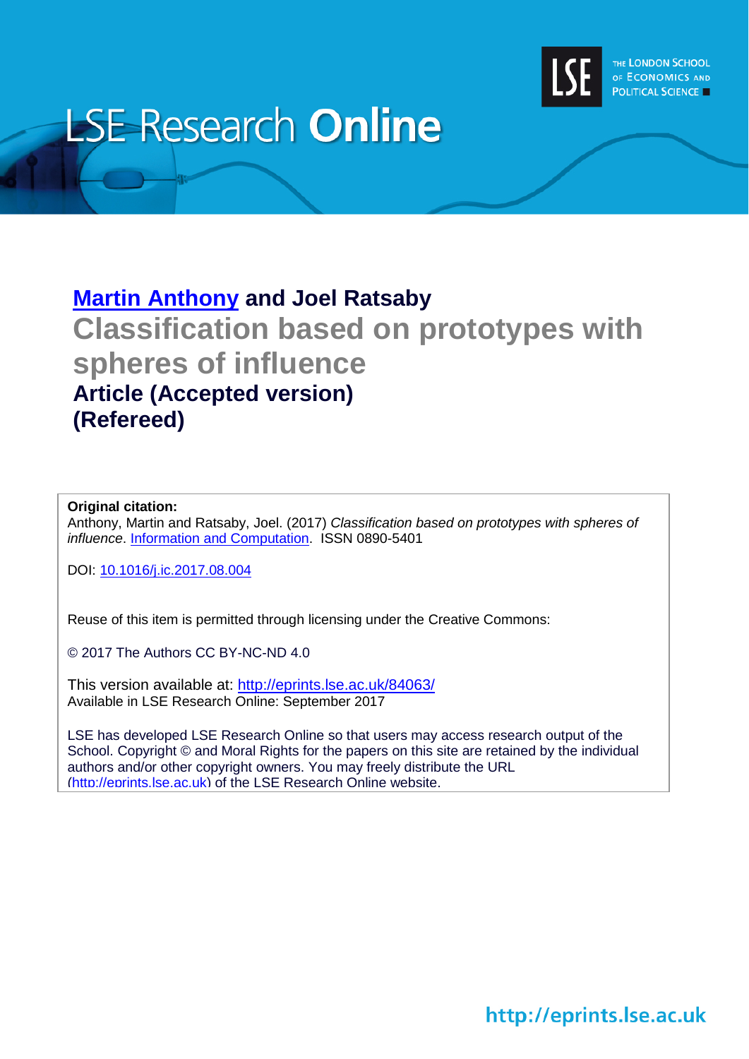LSE Research Online

# Martin Anthony and Joel Ratsaby

# Classification based on prototypes with spheres of influence

## Article (Accepted version)

## (Refereed)

**Original citation:**
Anthony, Martin and Ratsaby, Joel. (2017) *Classification based on prototypes with spheres of influence*. Information and Computation. ISSN 0890-5401

DOI: 10.1016/j.ic.2017.08.004

Reuse of this item is permitted through licensing under the Creative Commons:

© 2017 The Authors CC BY-NC-ND 4.0

This version available at: http://eprints.lse.ac.uk/84063/
Available in LSE Research Online: September 2017

LSE has developed LSE Research Online so that users may access research output of the School. Copyright © and Moral Rights for the papers on this site are retained by the individual authors and/or other copyright owners. You may freely distribute the URL (http://eprints.lse.ac.uk) of the LSE Research Online website.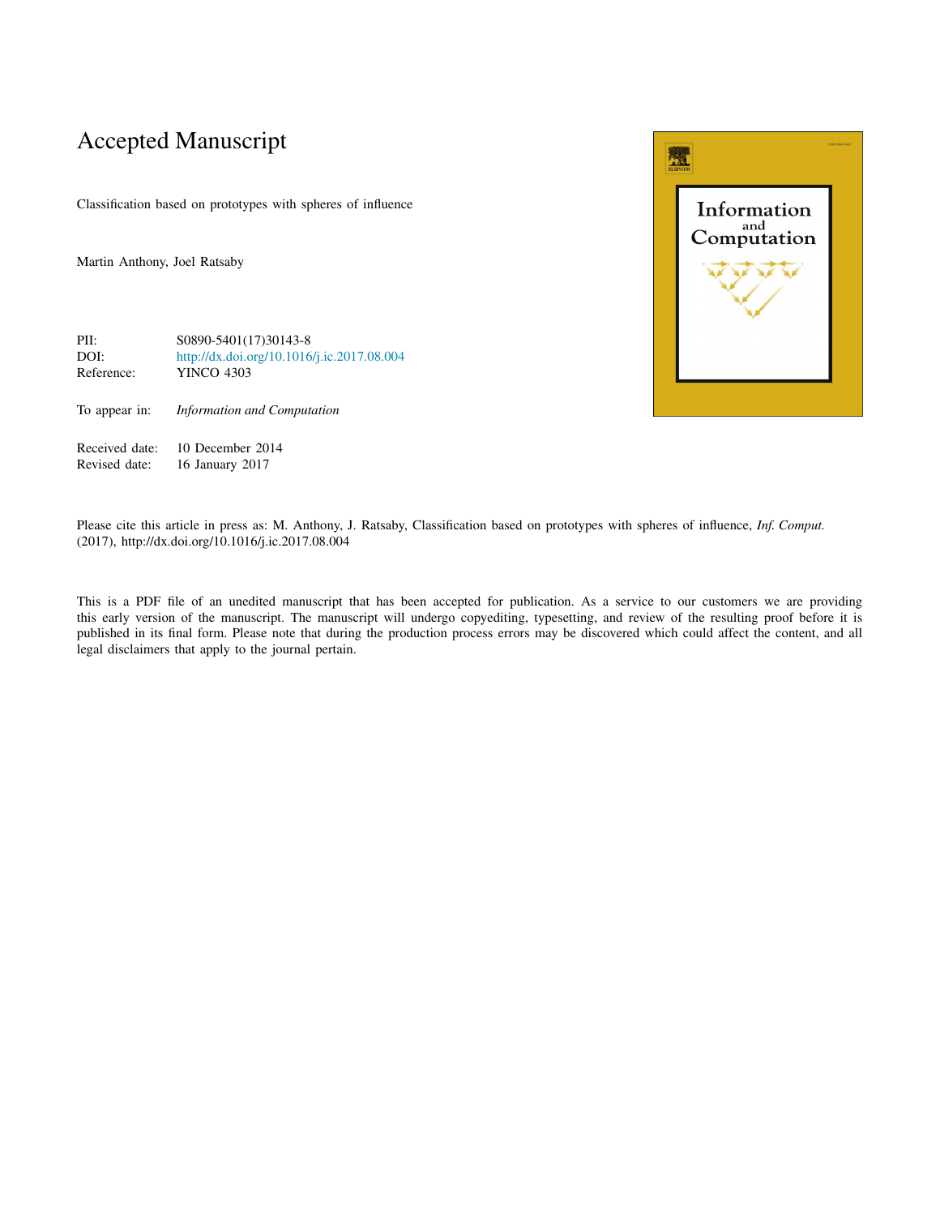# Accepted Manuscript

Classification based on prototypes with spheres of influence

Martin Anthony, Joel Ratsaby

PII: S0890-5401(17)30143-8
DOI: http://dx.doi.org/10.1016/j.ic.2017.08.004
Reference: YINCO 4303

To appear in: *Information and Computation*

Received date: 10 December 2014
Revised date: 16 January 2017

Please cite this article in press as: M. Anthony, J. Ratsaby, Classification based on prototypes with spheres of influence, *Inf. Comput.* (2017), http://dx.doi.org/10.1016/j.ic.2017.08.004

This is a PDF file of an unedited manuscript that has been accepted for publication. As a service to our customers we are providing this early version of the manuscript. The manuscript will undergo copyediting, typesetting, and review of the resulting proof before it is published in its final form. Please note that during the production process errors may be discovered which could affect the content, and all legal disclaimers that apply to the journal pertain.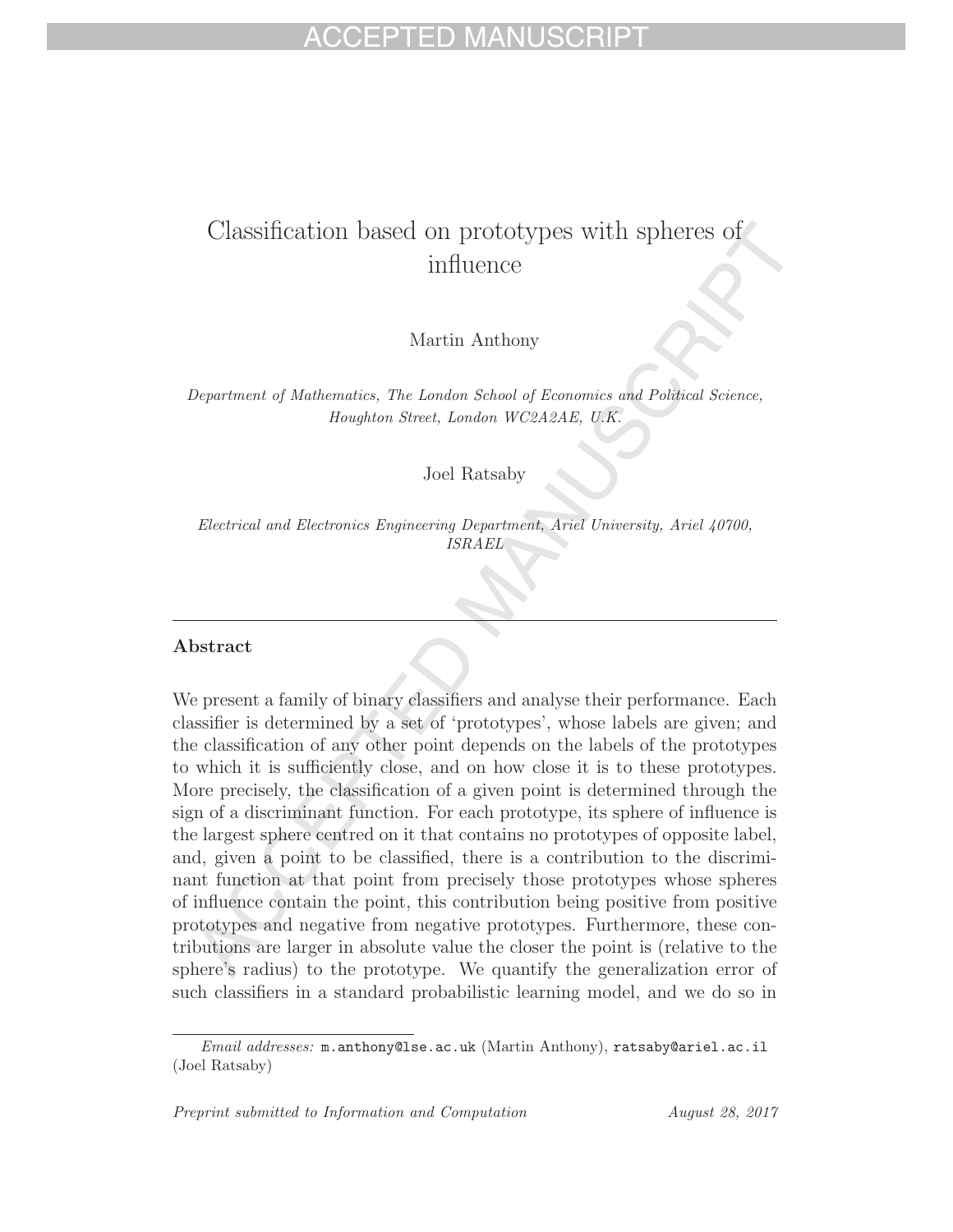# Classification based on prototypes with spheres of influence

Martin Anthony

*Department of Mathematics, The London School of Economics and Political Science, Houghton Street, London WC2A2AE, U.K.*

Joel Ratsaby

*Electrical and Electronics Engineering Department, Ariel University, Ariel 40700, ISRAEL*

---

## Abstract

We present a family of binary classifiers and analyse their performance. Each classifier is determined by a set of 'prototypes', whose labels are given; and the classification of any other point depends on the labels of the prototypes to which it is sufficiently close, and on how close it is to these prototypes. More precisely, the classification of a given point is determined through the sign of a discriminant function. For each prototype, its sphere of influence is the largest sphere centred on it that contains no prototypes of opposite label, and, given a point to be classified, there is a contribution to the discriminant function at that point from precisely those prototypes whose spheres of influence contain the point, this contribution being positive from positive prototypes and negative from negative prototypes. Furthermore, these contributions are larger in absolute value the closer the point is (relative to the sphere's radius) to the prototype. We quantify the generalization error of such classifiers in a standard probabilistic learning model, and we do so in

---

*Email addresses:* m.anthony@lse.ac.uk (Martin Anthony), ratsaby@ariel.ac.il (Joel Ratsaby)

*Preprint submitted to Information and Computation* *August 28, 2017*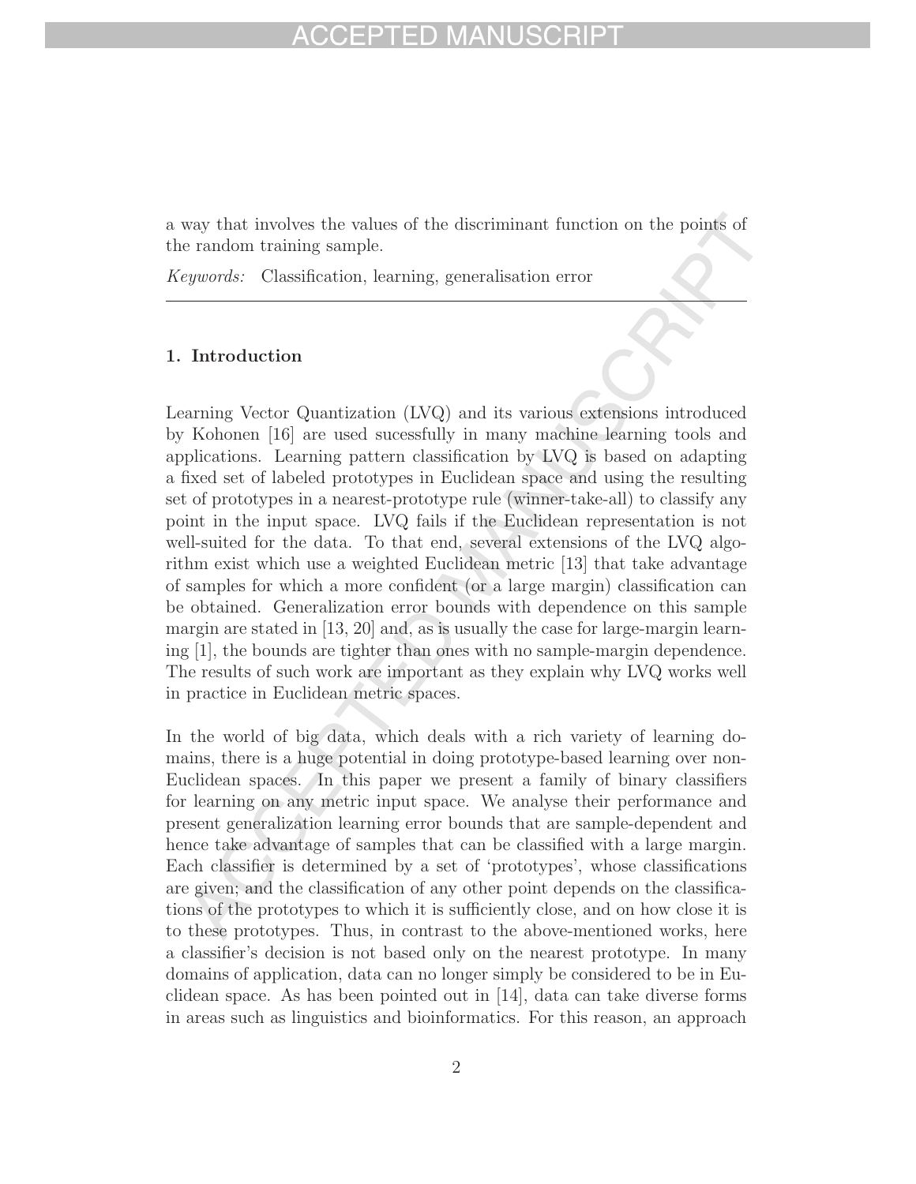a way that involves the values of the discriminant function on the points of the random training sample.

*Keywords:* Classification, learning, generalisation error

---

## 1. Introduction

Learning Vector Quantization (LVQ) and its various extensions introduced by Kohonen [16] are used sucessfully in many machine learning tools and applications. Learning pattern classification by LVQ is based on adapting a fixed set of labeled prototypes in Euclidean space and using the resulting set of prototypes in a nearest-prototype rule (winner-take-all) to classify any point in the input space. LVQ fails if the Euclidean representation is not well-suited for the data. To that end, several extensions of the LVQ algorithm exist which use a weighted Euclidean metric [13] that take advantage of samples for which a more confident (or a large margin) classification can be obtained. Generalization error bounds with dependence on this sample margin are stated in [13, 20] and, as is usually the case for large-margin learning [1], the bounds are tighter than ones with no sample-margin dependence. The results of such work are important as they explain why LVQ works well in practice in Euclidean metric spaces.

In the world of big data, which deals with a rich variety of learning domains, there is a huge potential in doing prototype-based learning over non-Euclidean spaces. In this paper we present a family of binary classifiers for learning on any metric input space. We analyse their performance and present generalization learning error bounds that are sample-dependent and hence take advantage of samples that can be classified with a large margin. Each classifier is determined by a set of 'prototypes', whose classifications are given; and the classification of any other point depends on the classifications of the prototypes to which it is sufficiently close, and on how close it is to these prototypes. Thus, in contrast to the above-mentioned works, here a classifier's decision is not based only on the nearest prototype. In many domains of application, data can no longer simply be considered to be in Euclidean space. As has been pointed out in [14], data can take diverse forms in areas such as linguistics and bioinformatics. For this reason, an approach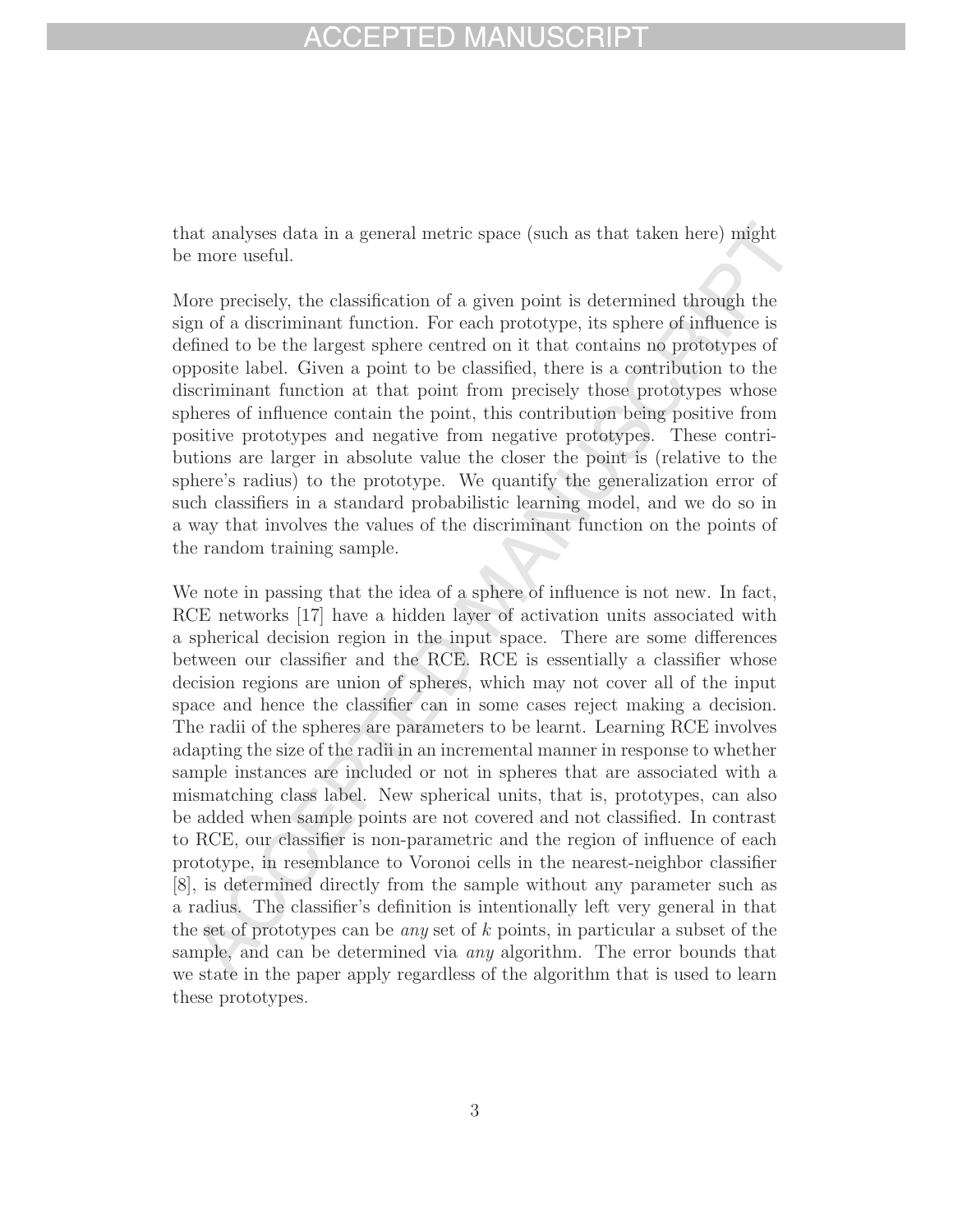that analyses data in a general metric space (such as that taken here) might be more useful.

More precisely, the classification of a given point is determined through the sign of a discriminant function. For each prototype, its sphere of influence is defined to be the largest sphere centred on it that contains no prototypes of opposite label. Given a point to be classified, there is a contribution to the discriminant function at that point from precisely those prototypes whose spheres of influence contain the point, this contribution being positive from positive prototypes and negative from negative prototypes. These contributions are larger in absolute value the closer the point is (relative to the sphere's radius) to the prototype. We quantify the generalization error of such classifiers in a standard probabilistic learning model, and we do so in a way that involves the values of the discriminant function on the points of the random training sample.

We note in passing that the idea of a sphere of influence is not new. In fact, RCE networks [17] have a hidden layer of activation units associated with a spherical decision region in the input space. There are some differences between our classifier and the RCE. RCE is essentially a classifier whose decision regions are union of spheres, which may not cover all of the input space and hence the classifier can in some cases reject making a decision. The radii of the spheres are parameters to be learnt. Learning RCE involves adapting the size of the radii in an incremental manner in response to whether sample instances are included or not in spheres that are associated with a mismatching class label. New spherical units, that is, prototypes, can also be added when sample points are not covered and not classified. In contrast to RCE, our classifier is non-parametric and the region of influence of each prototype, in resemblance to Voronoi cells in the nearest-neighbor classifier [8], is determined directly from the sample without any parameter such as a radius. The classifier's definition is intentionally left very general in that the set of prototypes can be *any* set of $k$ points, in particular a subset of the sample, and can be determined via *any* algorithm. The error bounds that we state in the paper apply regardless of the algorithm that is used to learn these prototypes.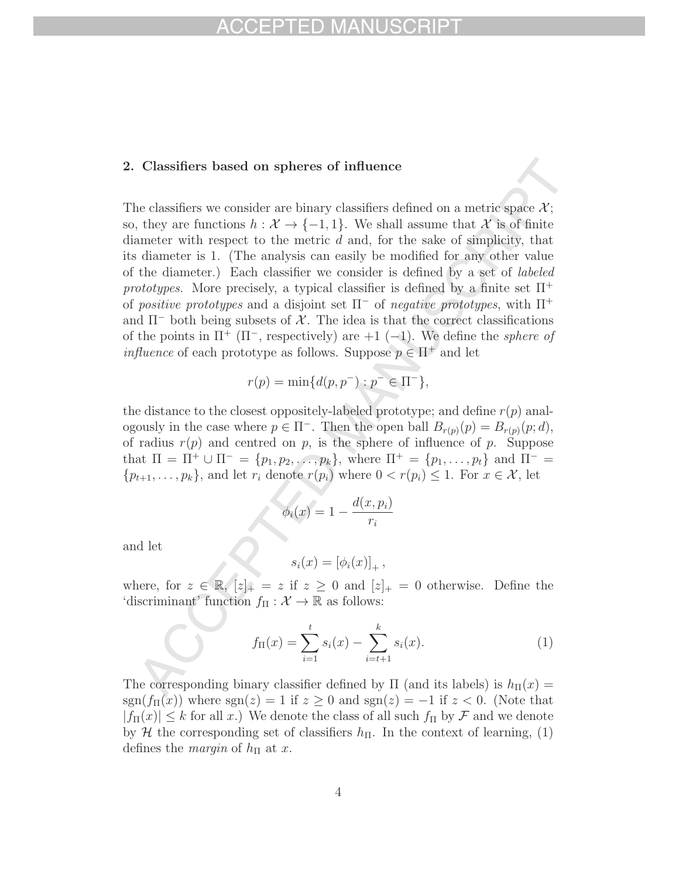## 2. Classifiers based on spheres of influence

The classifiers we consider are binary classifiers defined on a metric space $\mathcal{X}$; so, they are functions $h : \mathcal{X} \to \{-1, 1\}$. We shall assume that $\mathcal{X}$ is of finite diameter with respect to the metric $d$ and, for the sake of simplicity, that its diameter is 1. (The analysis can easily be modified for any other value of the diameter.) Each classifier we consider is defined by a set of *labeled prototypes*. More precisely, a typical classifier is defined by a finite set $\Pi^+$ of *positive prototypes* and a disjoint set $\Pi^-$ of *negative prototypes*, with $\Pi^+$ and $\Pi^-$ both being subsets of $\mathcal{X}$. The idea is that the correct classifications of the points in $\Pi^+$ ($\Pi^-$, respectively) are $+1$ ($-1$). We define the *sphere of influence* of each prototype as follows. Suppose $p \in \Pi^+$ and let

$$r(p) = \min\{d(p, p^-) : p^- \in \Pi^-\},$$

the distance to the closest oppositely-labeled prototype; and define $r(p)$ analogously in the case where $p \in \Pi^-$. Then the open ball $B_{r(p)}(p) = B_{r(p)}(p; d)$, of radius $r(p)$ and centred on $p$, is the sphere of influence of $p$. Suppose that $\Pi = \Pi^+ \cup \Pi^- = \{p_1, p_2, \ldots, p_k\}$, where $\Pi^+ = \{p_1, \ldots, p_t\}$ and $\Pi^- = \{p_{t+1}, \ldots, p_k\}$, and let $r_i$ denote $r(p_i)$ where $0 < r(p_i) \leq 1$. For $x \in \mathcal{X}$, let

$$\phi_i(x) = 1 - \frac{d(x, p_i)}{r_i}$$

and let

$$s_i(x) = [\phi_i(x)]_+ ,$$

where, for $z \in \mathbb{R}$, $[z]_+ = z$ if $z \geq 0$ and $[z]_+ = 0$ otherwise. Define the 'discriminant' function $f_\Pi : \mathcal{X} \to \mathbb{R}$ as follows:

$$f_\Pi(x) = \sum_{i=1}^{t} s_i(x) - \sum_{i=t+1}^{k} s_i(x). \tag{1}$$

The corresponding binary classifier defined by $\Pi$ (and its labels) is $h_\Pi(x) = \text{sgn}(f_\Pi(x))$ where $\text{sgn}(z) = 1$ if $z \geq 0$ and $\text{sgn}(z) = -1$ if $z < 0$. (Note that $|f_\Pi(x)| \leq k$ for all $x$.) We denote the class of all such $f_\Pi$ by $\mathcal{F}$ and we denote by $\mathcal{H}$ the corresponding set of classifiers $h_\Pi$. In the context of learning, (1) defines the *margin* of $h_\Pi$ at $x$.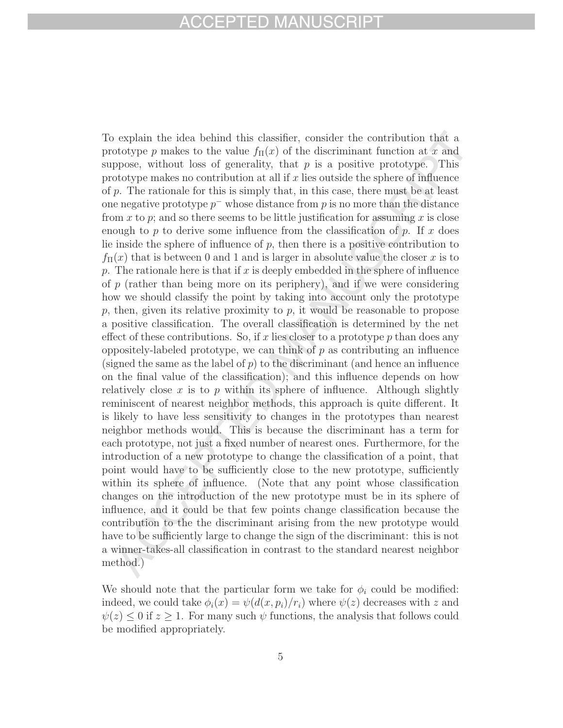To explain the idea behind this classifier, consider the contribution that a prototype $p$ makes to the value $f_\Pi(x)$ of the discriminant function at $x$ and suppose, without loss of generality, that $p$ is a positive prototype. This prototype makes no contribution at all if $x$ lies outside the sphere of influence of $p$. The rationale for this is simply that, in this case, there must be at least one negative prototype $p^-$ whose distance from $p$ is no more than the distance from $x$ to $p$; and so there seems to be little justification for assuming $x$ is close enough to $p$ to derive some influence from the classification of $p$. If $x$ does lie inside the sphere of influence of $p$, then there is a positive contribution to $f_\Pi(x)$ that is between 0 and 1 and is larger in absolute value the closer $x$ is to $p$. The rationale here is that if $x$ is deeply embedded in the sphere of influence of $p$ (rather than being more on its periphery), and if we were considering how we should classify the point by taking into account only the prototype $p$, then, given its relative proximity to $p$, it would be reasonable to propose a positive classification. The overall classification is determined by the net effect of these contributions. So, if $x$ lies closer to a prototype $p$ than does any oppositely-labeled prototype, we can think of $p$ as contributing an influence (signed the same as the label of $p$) to the discriminant (and hence an influence on the final value of the classification); and this influence depends on how relatively close $x$ is to $p$ within its sphere of influence. Although slightly reminiscent of nearest neighbor methods, this approach is quite different. It is likely to have less sensitivity to changes in the prototypes than nearest neighbor methods would. This is because the discriminant has a term for each prototype, not just a fixed number of nearest ones. Furthermore, for the introduction of a new prototype to change the classification of a point, that point would have to be sufficiently close to the new prototype, sufficiently within its sphere of influence. (Note that any point whose classification changes on the introduction of the new prototype must be in its sphere of influence, and it could be that few points change classification because the contribution to the the discriminant arising from the new prototype would have to be sufficiently large to change the sign of the discriminant: this is not a winner-takes-all classification in contrast to the standard nearest neighbor method.)

We should note that the particular form we take for $\phi_i$ could be modified: indeed, we could take $\phi_i(x) = \psi(d(x, p_i)/r_i)$ where $\psi(z)$ decreases with $z$ and $\psi(z) \leq 0$ if $z \geq 1$. For many such $\psi$ functions, the analysis that follows could be modified appropriately.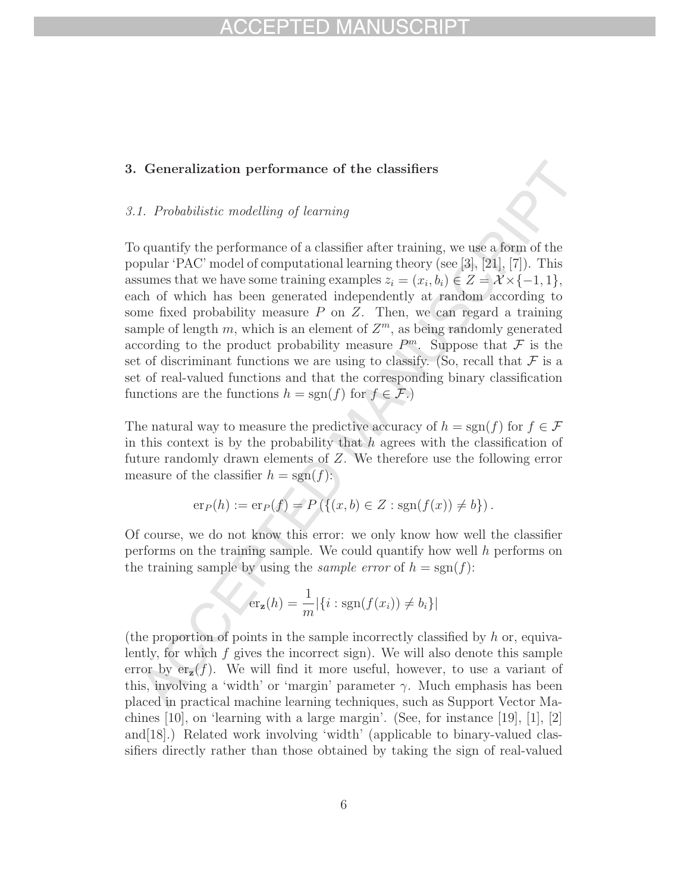## 3. Generalization performance of the classifiers

### 3.1. Probabilistic modelling of learning

To quantify the performance of a classifier after training, we use a form of the popular 'PAC' model of computational learning theory (see [3], [21], [7]). This assumes that we have some training examples $z_i = (x_i, b_i) \in Z = \mathcal{X} \times \{-1, 1\}$, each of which has been generated independently at random according to some fixed probability measure $P$ on $Z$. Then, we can regard a training sample of length $m$, which is an element of $Z^m$, as being randomly generated according to the product probability measure $P^m$. Suppose that $\mathcal{F}$ is the set of discriminant functions we are using to classify. (So, recall that $\mathcal{F}$ is a set of real-valued functions and that the corresponding binary classification functions are the functions $h = \text{sgn}(f)$ for $f \in \mathcal{F}$.)

The natural way to measure the predictive accuracy of $h = \text{sgn}(f)$ for $f \in \mathcal{F}$ in this context is by the probability that $h$ agrees with the classification of future randomly drawn elements of $Z$. We therefore use the following error measure of the classifier $h = \text{sgn}(f)$:

$$\text{er}_P(h) := \text{er}_P(f) = P\left(\{(x, b) \in Z : \text{sgn}(f(x)) \neq b\}\right).$$

Of course, we do not know this error: we only know how well the classifier performs on the training sample. We could quantify how well $h$ performs on the training sample by using the *sample error* of $h = \text{sgn}(f)$:

$$\text{er}_{\mathbf{z}}(h) = \frac{1}{m}|\{i : \text{sgn}(f(x_i)) \neq b_i\}|$$

(the proportion of points in the sample incorrectly classified by $h$ or, equivalently, for which $f$ gives the incorrect sign). We will also denote this sample error by $\text{er}_{\mathbf{z}}(f)$. We will find it more useful, however, to use a variant of this, involving a 'width' or 'margin' parameter $\gamma$. Much emphasis has been placed in practical machine learning techniques, such as Support Vector Machines [10], on 'learning with a large margin'. (See, for instance [19], [1], [2] and[18].) Related work involving 'width' (applicable to binary-valued classifiers directly rather than those obtained by taking the sign of real-valued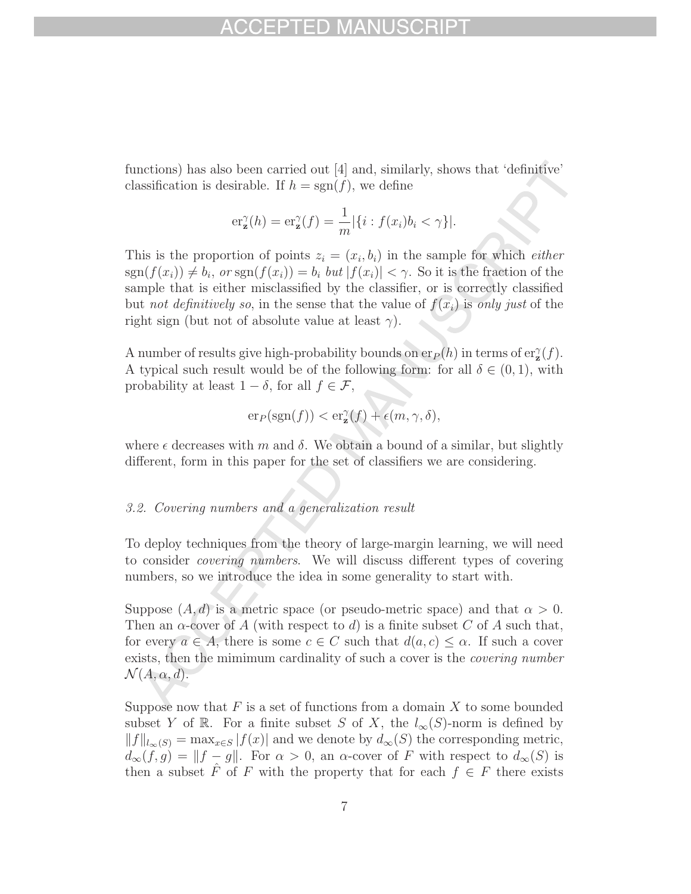functions) has also been carried out [4] and, similarly, shows that 'definitive' classification is desirable. If $h = \text{sgn}(f)$, we define

$$\text{er}_{\mathbf{z}}^{\gamma}(h) = \text{er}_{\mathbf{z}}^{\gamma}(f) = \frac{1}{m}|\{i : f(x_i)b_i < \gamma\}|.$$

This is the proportion of points $z_i = (x_i, b_i)$ in the sample for which *either* $\text{sgn}(f(x_i)) \neq b_i$, *or* $\text{sgn}(f(x_i)) = b_i$ *but* $|f(x_i)| < \gamma$. So it is the fraction of the sample that is either misclassified by the classifier, or is correctly classified but *not definitively so*, in the sense that the value of $f(x_i)$ is *only just* of the right sign (but not of absolute value at least $\gamma$).

A number of results give high-probability bounds on $\text{er}_P(h)$ in terms of $\text{er}_{\mathbf{z}}^{\gamma}(f)$. A typical such result would be of the following form: for all $\delta \in (0, 1)$, with probability at least $1 - \delta$, for all $f \in \mathcal{F}$,

$$\text{er}_P(\text{sgn}(f)) < \text{er}_{\mathbf{z}}^{\gamma}(f) + \epsilon(m, \gamma, \delta),$$

where $\epsilon$ decreases with $m$ and $\delta$. We obtain a bound of a similar, but slightly different, form in this paper for the set of classifiers we are considering.

### *3.2. Covering numbers and a generalization result*

To deploy techniques from the theory of large-margin learning, we will need to consider *covering numbers*. We will discuss different types of covering numbers, so we introduce the idea in some generality to start with.

Suppose $(A, d)$ is a metric space (or pseudo-metric space) and that $\alpha > 0$. Then an $\alpha$-cover of $A$ (with respect to $d$) is a finite subset $C$ of $A$ such that, for every $a \in A$, there is some $c \in C$ such that $d(a, c) \leq \alpha$. If such a cover exists, then the mimimum cardinality of such a cover is the *covering number* $\mathcal{N}(A, \alpha, d)$.

Suppose now that $F$ is a set of functions from a domain $X$ to some bounded subset $Y$ of $\mathbb{R}$. For a finite subset $S$ of $X$, the $l_\infty(S)$-norm is defined by $\|f\|_{l_\infty(S)} = \max_{x \in S} |f(x)|$ and we denote by $d_\infty(S)$ the corresponding metric, $d_\infty(f, g) = \|f - g\|$. For $\alpha > 0$, an $\alpha$-cover of $F$ with respect to $d_\infty(S)$ is then a subset $\hat{F}$ of $F$ with the property that for each $f \in F$ there exists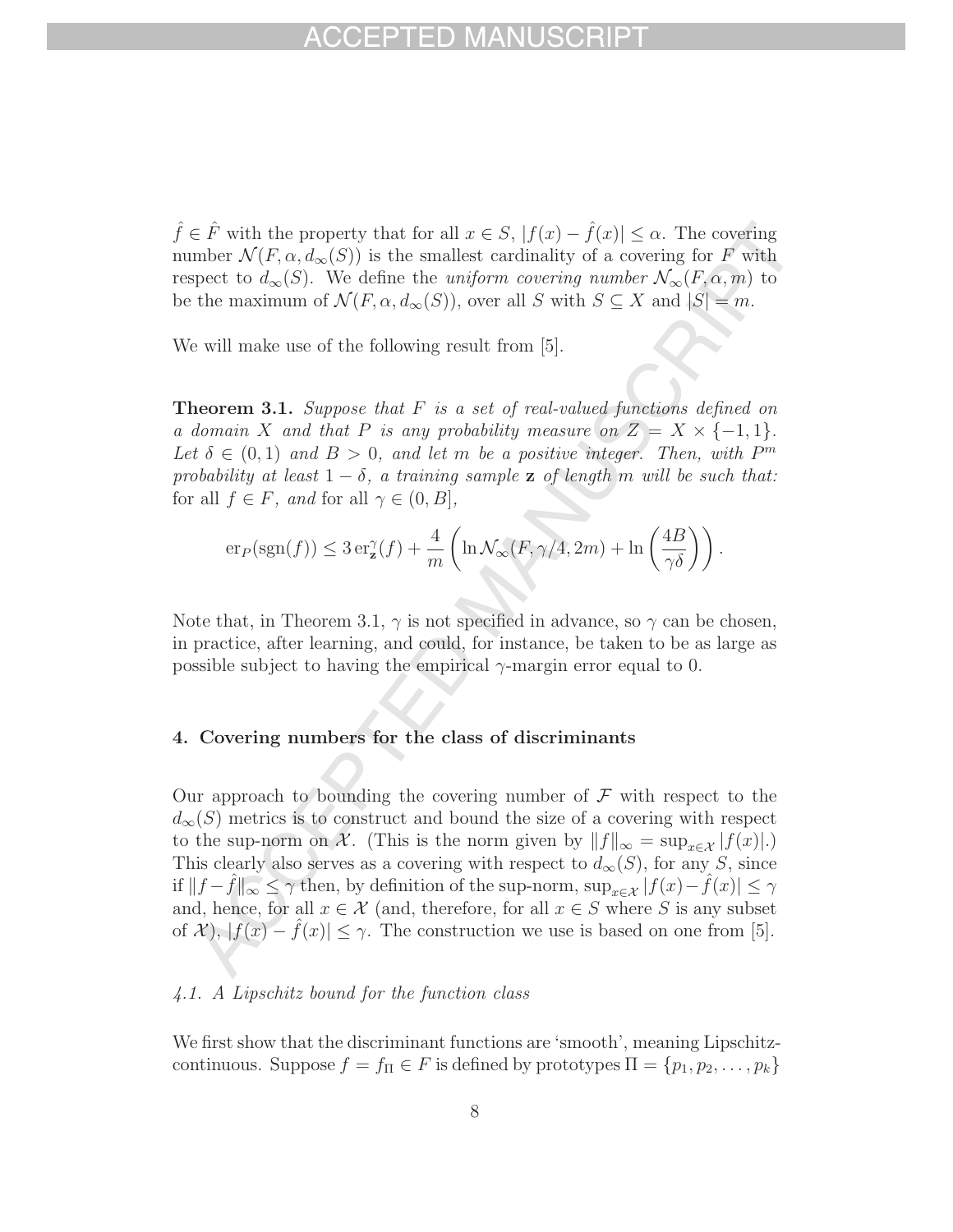$\hat{f} \in \hat{F}$ with the property that for all $x \in S$, $|f(x) - \hat{f}(x)| \leq \alpha$. The covering number $\mathcal{N}(F, \alpha, d_\infty(S))$ is the smallest cardinality of a covering for $F$ with respect to $d_\infty(S)$. We define the *uniform covering number* $\mathcal{N}_\infty(F, \alpha, m)$ to be the maximum of $\mathcal{N}(F, \alpha, d_\infty(S))$, over all $S$ with $S \subseteq X$ and $|S| = m$.

We will make use of the following result from [5].

**Theorem 3.1.** *Suppose that $F$ is a set of real-valued functions defined on a domain $X$ and that $P$ is any probability measure on $Z = X \times \{-1, 1\}$. Let $\delta \in (0, 1)$ and $B > 0$, and let $m$ be a positive integer. Then, with $P^m$ probability at least $1 - \delta$, a training sample $\mathbf{z}$ of length $m$ will be such that:* for all *$f \in F$, and* for all *$\gamma \in (0, B]$,*

$$\operatorname{er}_P(\operatorname{sgn}(f)) \leq 3 \operatorname{er}_{\mathbf{z}}^\gamma(f) + \frac{4}{m}\left(\ln \mathcal{N}_\infty(F, \gamma/4, 2m) + \ln\left(\frac{4B}{\gamma\delta}\right)\right).$$

Note that, in Theorem 3.1, $\gamma$ is not specified in advance, so $\gamma$ can be chosen, in practice, after learning, and could, for instance, be taken to be as large as possible subject to having the empirical $\gamma$-margin error equal to 0.

## 4. Covering numbers for the class of discriminants

Our approach to bounding the covering number of $\mathcal{F}$ with respect to the $d_\infty(S)$ metrics is to construct and bound the size of a covering with respect to the sup-norm on $\mathcal{X}$. (This is the norm given by $\|f\|_\infty = \sup_{x \in \mathcal{X}} |f(x)|$.) This clearly also serves as a covering with respect to $d_\infty(S)$, for any $S$, since if $\|f - \hat{f}\|_\infty \leq \gamma$ then, by definition of the sup-norm, $\sup_{x \in \mathcal{X}} |f(x) - \hat{f}(x)| \leq \gamma$ and, hence, for all $x \in \mathcal{X}$ (and, therefore, for all $x \in S$ where $S$ is any subset of $\mathcal{X}$), $|f(x) - \hat{f}(x)| \leq \gamma$. The construction we use is based on one from [5].

### *4.1. A Lipschitz bound for the function class*

We first show that the discriminant functions are 'smooth', meaning Lipschitz-continuous. Suppose $f = f_\Pi \in F$ is defined by prototypes $\Pi = \{p_1, p_2, \ldots, p_k\}$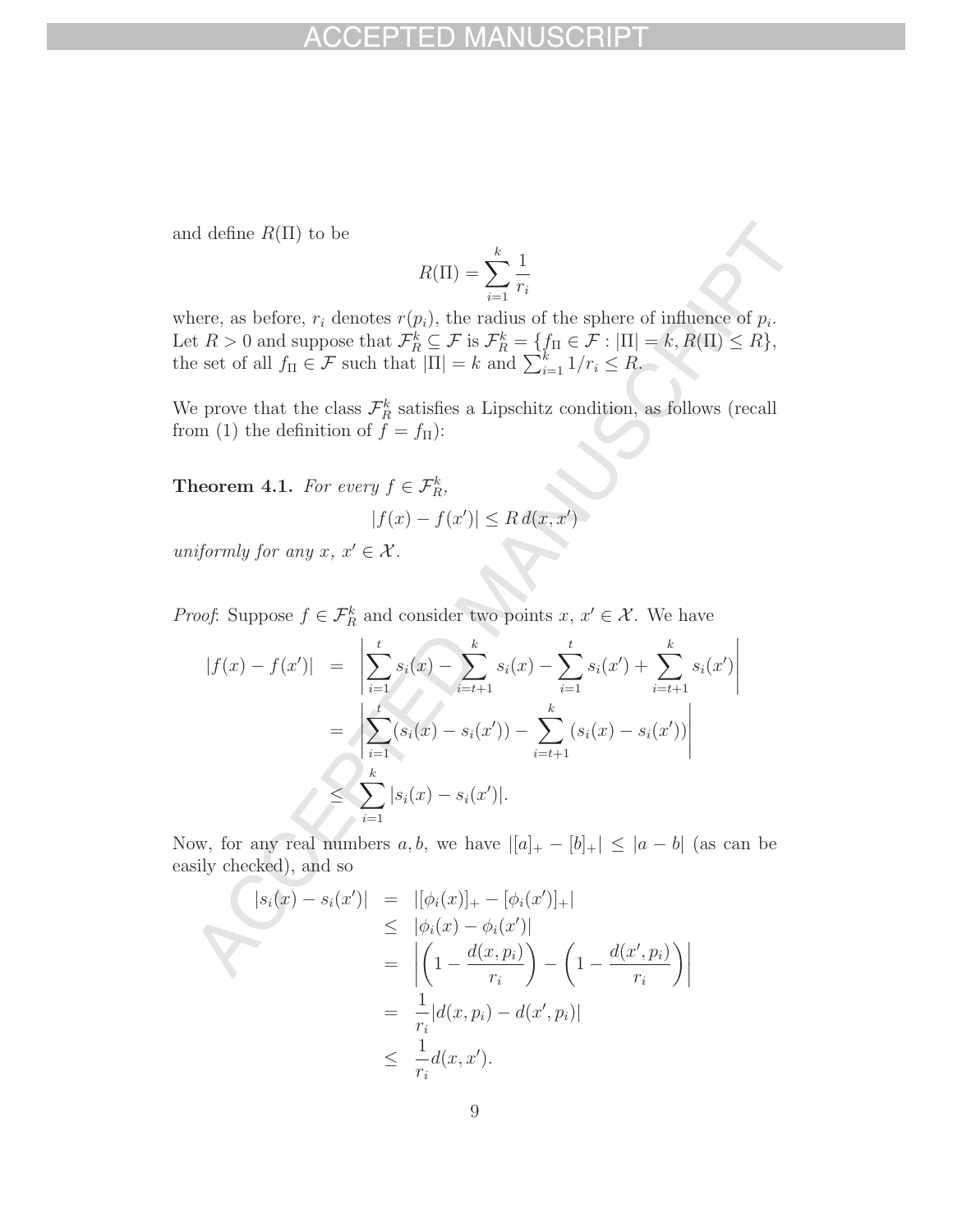and define $R(\Pi)$ to be

$$R(\Pi) = \sum_{i=1}^{k} \frac{1}{r_i}$$

where, as before, $r_i$ denotes $r(p_i)$, the radius of the sphere of influence of $p_i$. Let $R > 0$ and suppose that $\mathcal{F}_R^k \subseteq \mathcal{F}$ is $\mathcal{F}_R^k = \{f_\Pi \in \mathcal{F} : |\Pi| = k, R(\Pi) \leq R\}$, the set of all $f_\Pi \in \mathcal{F}$ such that $|\Pi| = k$ and $\sum_{i=1}^{k} 1/r_i \leq R$.

We prove that the class $\mathcal{F}_R^k$ satisfies a Lipschitz condition, as follows (recall from (1) the definition of $f = f_\Pi$):

**Theorem 4.1.** *For every $f \in \mathcal{F}_R^k$,*

$$|f(x) - f(x')| \leq R\, d(x, x')$$

*uniformly for any $x$, $x' \in \mathcal{X}$.*

*Proof*: Suppose $f \in \mathcal{F}_R^k$ and consider two points $x$, $x' \in \mathcal{X}$. We have

$$\begin{aligned}
|f(x) - f(x')| &= \left| \sum_{i=1}^{t} s_i(x) - \sum_{i=t+1}^{k} s_i(x) - \sum_{i=1}^{t} s_i(x') + \sum_{i=t+1}^{k} s_i(x') \right| \\
&= \left| \sum_{i=1}^{t} (s_i(x) - s_i(x')) - \sum_{i=t+1}^{k} (s_i(x) - s_i(x')) \right| \\
&\leq \sum_{i=1}^{k} |s_i(x) - s_i(x')|.
\end{aligned}$$

Now, for any real numbers $a, b$, we have $|[a]_+ - [b]_+| \leq |a - b|$ (as can be easily checked), and so

$$\begin{aligned}
|s_i(x) - s_i(x')| &= |[\phi_i(x)]_+ - [\phi_i(x')]_+| \\
&\leq |\phi_i(x) - \phi_i(x')| \\
&= \left| \left(1 - \frac{d(x, p_i)}{r_i}\right) - \left(1 - \frac{d(x', p_i)}{r_i}\right) \right| \\
&= \frac{1}{r_i} |d(x, p_i) - d(x', p_i)| \\
&\leq \frac{1}{r_i} d(x, x').
\end{aligned}$$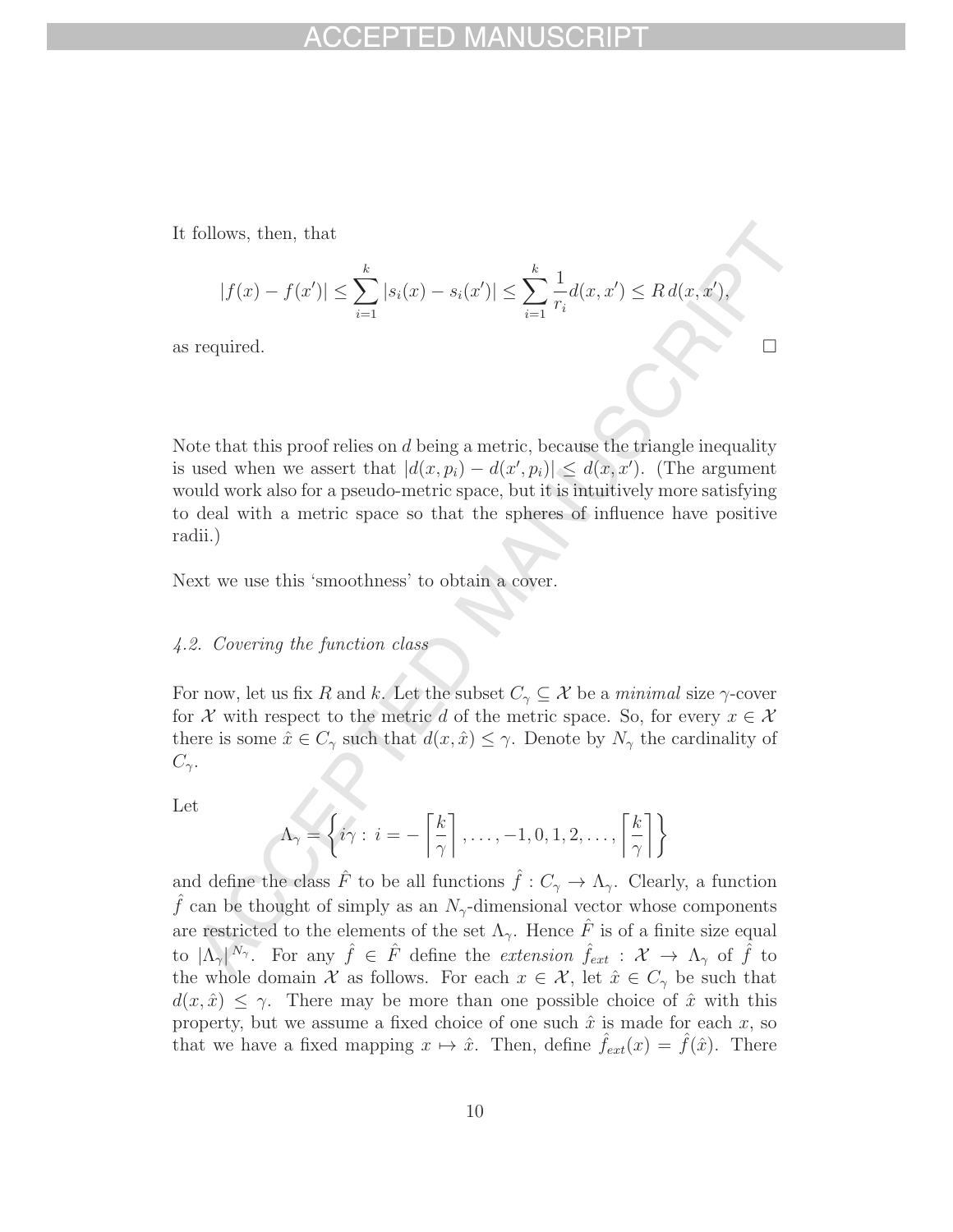It follows, then, that

$$|f(x) - f(x')| \leq \sum_{i=1}^{k} |s_i(x) - s_i(x')| \leq \sum_{i=1}^{k} \frac{1}{r_i} d(x, x') \leq R\, d(x, x'),$$

as required. □

Note that this proof relies on $d$ being a metric, because the triangle inequality is used when we assert that $|d(x, p_i) - d(x', p_i)| \leq d(x, x')$. (The argument would work also for a pseudo-metric space, but it is intuitively more satisfying to deal with a metric space so that the spheres of influence have positive radii.)

Next we use this 'smoothness' to obtain a cover.

### *4.2. Covering the function class*

For now, let us fix $R$ and $k$. Let the subset $C_\gamma \subseteq \mathcal{X}$ be a *minimal* size $\gamma$-cover for $\mathcal{X}$ with respect to the metric $d$ of the metric space. So, for every $x \in \mathcal{X}$ there is some $\hat{x} \in C_\gamma$ such that $d(x, \hat{x}) \leq \gamma$. Denote by $N_\gamma$ the cardinality of $C_\gamma$.

Let

$$\Lambda_\gamma = \left\{ i\gamma : i = -\left\lceil \frac{k}{\gamma} \right\rceil, \ldots, -1, 0, 1, 2, \ldots, \left\lceil \frac{k}{\gamma} \right\rceil \right\}$$

and define the class $\hat{F}$ to be all functions $\hat{f} : C_\gamma \to \Lambda_\gamma$. Clearly, a function $\hat{f}$ can be thought of simply as an $N_\gamma$-dimensional vector whose components are restricted to the elements of the set $\Lambda_\gamma$. Hence $\hat{F}$ is of a finite size equal to $|\Lambda_\gamma|^{N_\gamma}$. For any $\hat{f} \in \hat{F}$ define the *extension* $\hat{f}_{ext} : \mathcal{X} \to \Lambda_\gamma$ of $\hat{f}$ to the whole domain $\mathcal{X}$ as follows. For each $x \in \mathcal{X}$, let $\hat{x} \in C_\gamma$ be such that $d(x, \hat{x}) \leq \gamma$. There may be more than one possible choice of $\hat{x}$ with this property, but we assume a fixed choice of one such $\hat{x}$ is made for each $x$, so that we have a fixed mapping $x \mapsto \hat{x}$. Then, define $\hat{f}_{ext}(x) = \hat{f}(\hat{x})$. There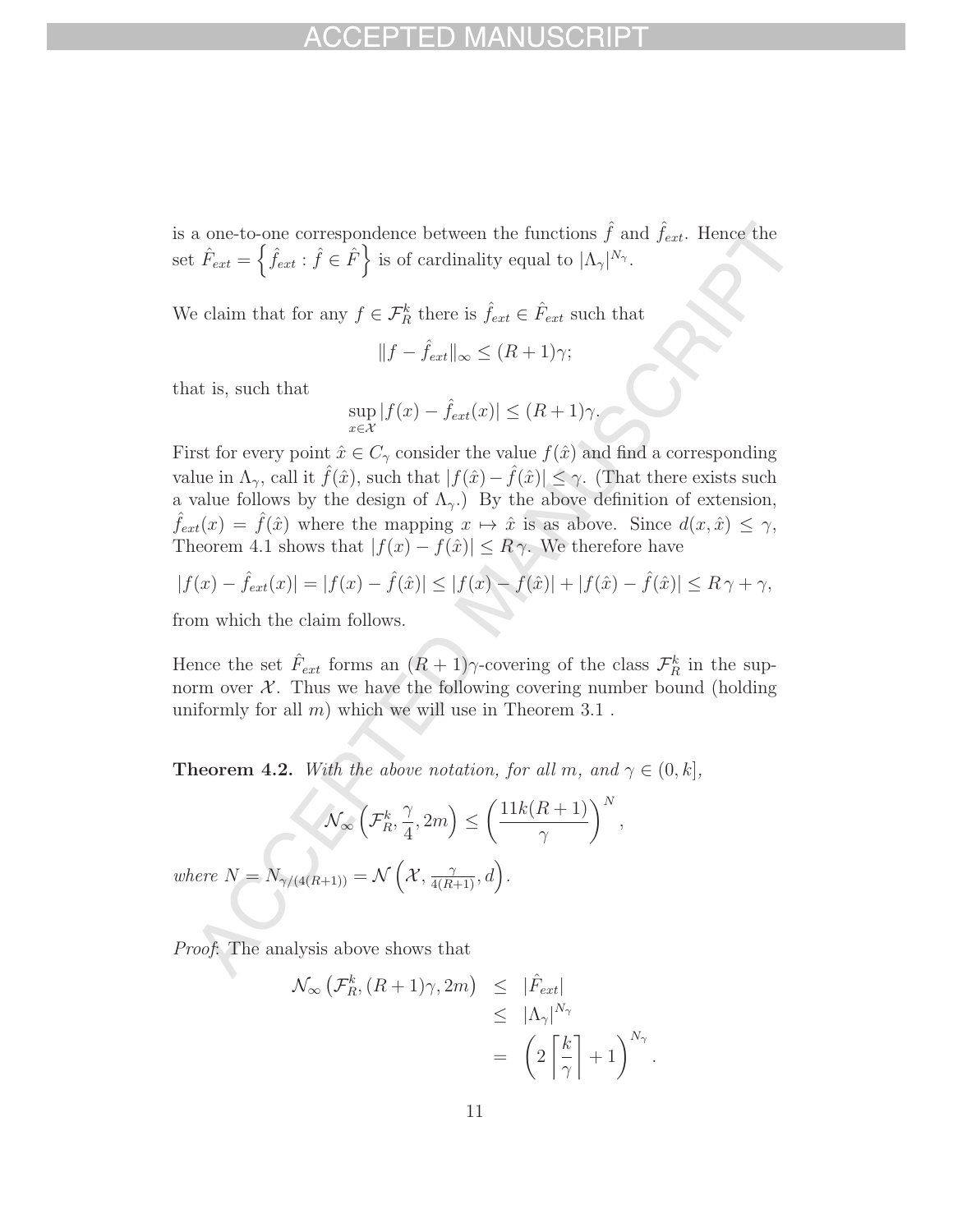is a one-to-one correspondence between the functions $\hat{f}$ and $\hat{f}_{ext}$. Hence the set $\hat{F}_{ext} = \left\{ \hat{f}_{ext} : \hat{f} \in \hat{F} \right\}$ is of cardinality equal to $|\Lambda_\gamma|^{N_\gamma}$.

We claim that for any $f \in \mathcal{F}_R^k$ there is $\hat{f}_{ext} \in \hat{F}_{ext}$ such that

$$\|f - \hat{f}_{ext}\|_\infty \leq (R+1)\gamma;$$

that is, such that

$$\sup_{x \in \mathcal{X}} |f(x) - \hat{f}_{ext}(x)| \leq (R+1)\gamma.$$

First for every point $\hat{x} \in C_\gamma$ consider the value $f(\hat{x})$ and find a corresponding value in $\Lambda_\gamma$, call it $\hat{f}(\hat{x})$, such that $|f(\hat{x}) - \hat{f}(\hat{x})| \leq \gamma$. (That there exists such a value follows by the design of $\Lambda_\gamma$.) By the above definition of extension, $\hat{f}_{ext}(x) = \hat{f}(\hat{x})$ where the mapping $x \mapsto \hat{x}$ is as above. Since $d(x, \hat{x}) \leq \gamma$, Theorem 4.1 shows that $|f(x) - f(\hat{x})| \leq R\,\gamma$. We therefore have

$$|f(x) - \hat{f}_{ext}(x)| = |f(x) - \hat{f}(\hat{x})| \leq |f(x) - f(\hat{x})| + |f(\hat{x}) - \hat{f}(\hat{x})| \leq R\,\gamma + \gamma,$$

from which the claim follows.

Hence the set $\hat{F}_{ext}$ forms an $(R+1)\gamma$-covering of the class $\mathcal{F}_R^k$ in the sup-norm over $\mathcal{X}$. Thus we have the following covering number bound (holding uniformly for all $m$) which we will use in Theorem 3.1 .

**Theorem 4.2.** *With the above notation, for all $m$, and $\gamma \in (0, k]$,*

$$\mathcal{N}_\infty\left(\mathcal{F}_R^k, \frac{\gamma}{4}, 2m\right) \leq \left(\frac{11k(R+1)}{\gamma}\right)^N,$$

*where $N = N_{\gamma/(4(R+1))} = \mathcal{N}\left(\mathcal{X}, \frac{\gamma}{4(R+1)}, d\right)$.*

*Proof*. The analysis above shows that

$$\begin{aligned}
\mathcal{N}_\infty\left(\mathcal{F}_R^k, (R+1)\gamma, 2m\right) &\leq |\hat{F}_{ext}| \\
&\leq |\Lambda_\gamma|^{N_\gamma} \\
&= \left(2\left\lceil \frac{k}{\gamma} \right\rceil + 1\right)^{N_\gamma}.
\end{aligned}$$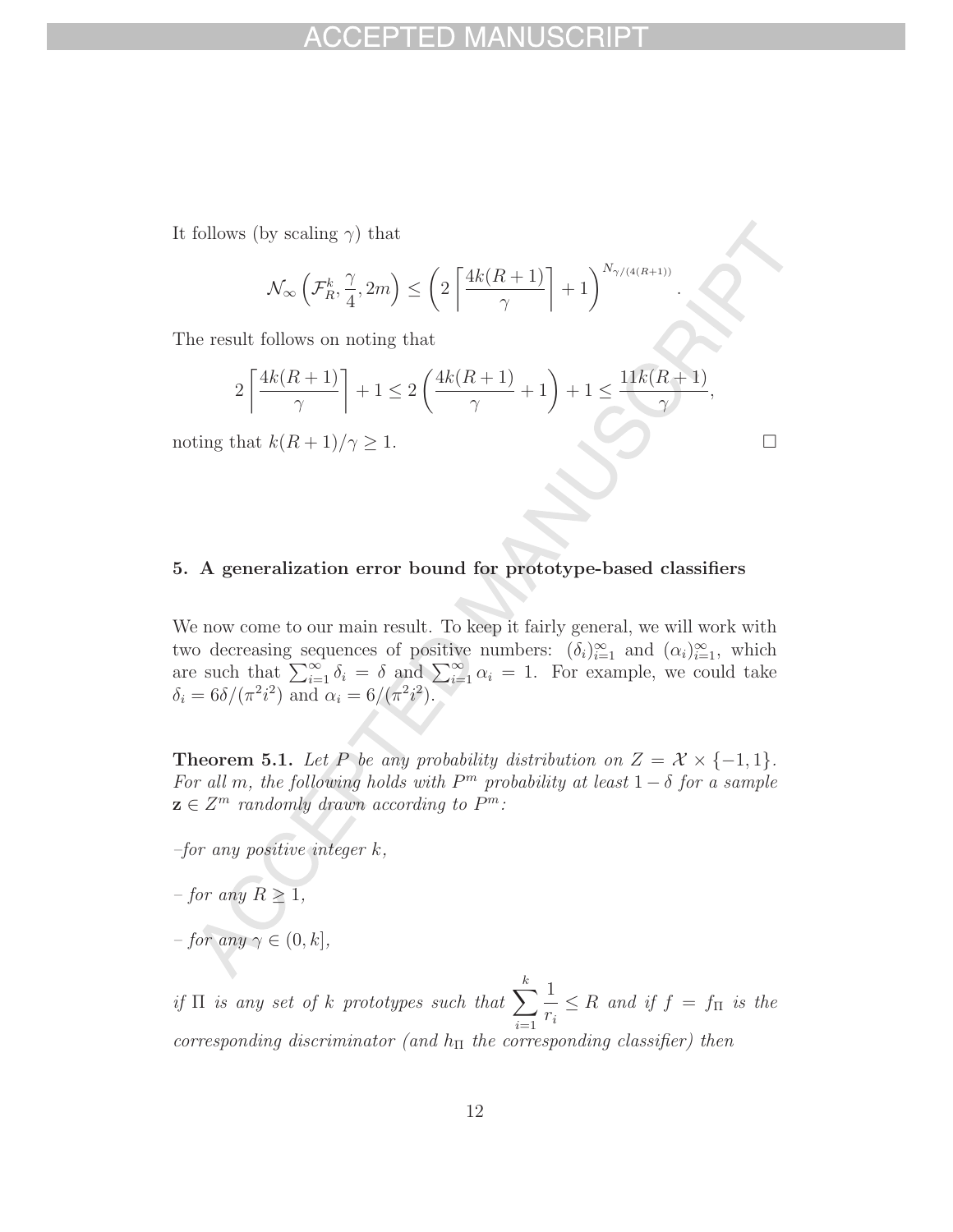It follows (by scaling $\gamma$) that

$$\mathcal{N}_\infty\left(\mathcal{F}_R^k, \frac{\gamma}{4}, 2m\right) \leq \left(2\left\lceil\frac{4k(R+1)}{\gamma}\right\rceil + 1\right)^{N_{\gamma/(4(R+1))}}.$$

The result follows on noting that

$$2\left\lceil\frac{4k(R+1)}{\gamma}\right\rceil + 1 \leq 2\left(\frac{4k(R+1)}{\gamma} + 1\right) + 1 \leq \frac{11k(R+1)}{\gamma},$$

noting that $k(R+1)/\gamma \geq 1$. $\square$

## 5. A generalization error bound for prototype-based classifiers

We now come to our main result. To keep it fairly general, we will work with two decreasing sequences of positive numbers: $(\delta_i)_{i=1}^\infty$ and $(\alpha_i)_{i=1}^\infty$, which are such that $\sum_{i=1}^\infty \delta_i = \delta$ and $\sum_{i=1}^\infty \alpha_i = 1$. For example, we could take $\delta_i = 6\delta/(\pi^2 i^2)$ and $\alpha_i = 6/(\pi^2 i^2)$.

**Theorem 5.1.** *Let $P$ be any probability distribution on $Z = \mathcal{X} \times \{-1, 1\}$. For all $m$, the following holds with $P^m$ probability at least $1 - \delta$ for a sample $\mathbf{z} \in Z^m$ randomly drawn according to $P^m$:*

*–for any positive integer $k$,*

*– for any $R \geq 1$,*

*– for any $\gamma \in (0, k]$,*

*if $\Pi$ is any set of $k$ prototypes such that $\sum_{i=1}^{k} \frac{1}{r_i} \leq R$ and if $f = f_\Pi$ is the corresponding discriminator (and $h_\Pi$ the corresponding classifier) then*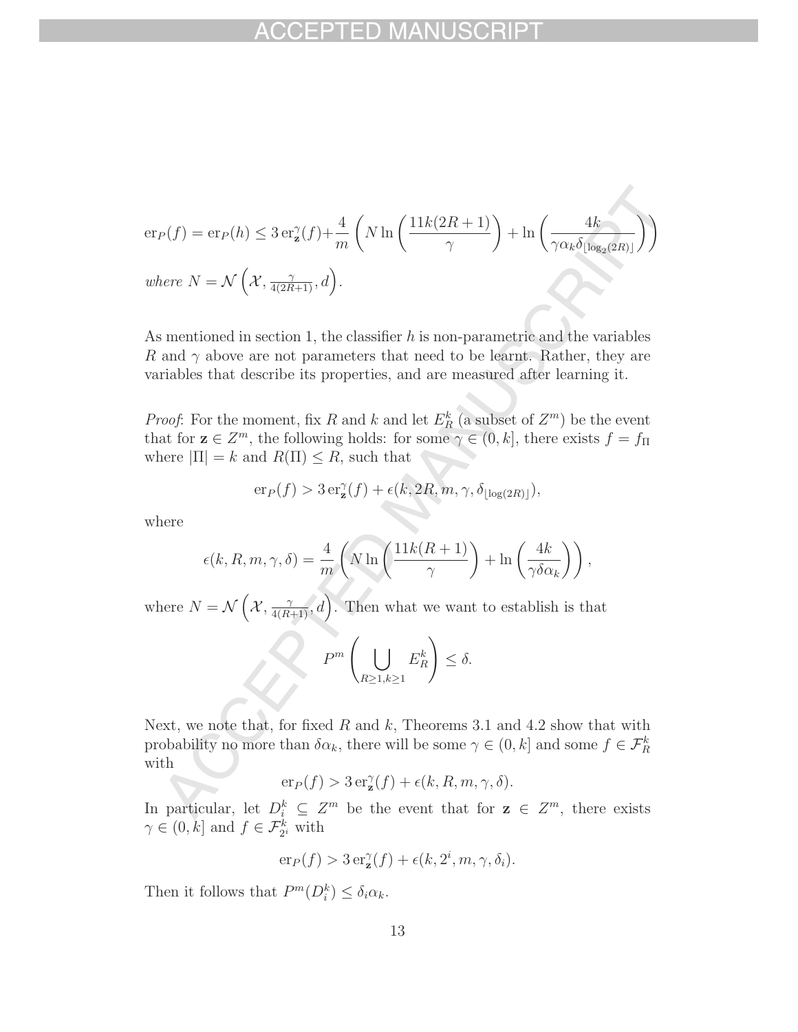$$\mathrm{er}_P(f) = \mathrm{er}_P(h) \leq 3\,\mathrm{er}^{\gamma}_{\mathbf{z}}(f) + \frac{4}{m}\left(N \ln\left(\frac{11k(2R+1)}{\gamma}\right) + \ln\left(\frac{4k}{\gamma \alpha_k \delta_{\lfloor \log_2(2R) \rfloor}}\right)\right)$$

*where* $N = \mathcal{N}\left(\mathcal{X}, \frac{\gamma}{4(2R+1)}, d\right)$.

As mentioned in section 1, the classifier $h$ is non-parametric and the variables $R$ and $\gamma$ above are not parameters that need to be learnt. Rather, they are variables that describe its properties, and are measured after learning it.

*Proof*: For the moment, fix $R$ and $k$ and let $E^k_R$ (a subset of $Z^m$) be the event that for $\mathbf{z} \in Z^m$, the following holds: for some $\gamma \in (0, k]$, there exists $f = f_\Pi$ where $|\Pi| = k$ and $R(\Pi) \leq R$, such that

$$\mathrm{er}_P(f) > 3\,\mathrm{er}^{\gamma}_{\mathbf{z}}(f) + \epsilon(k, 2R, m, \gamma, \delta_{\lfloor \log(2R) \rfloor}),$$

where

$$\epsilon(k, R, m, \gamma, \delta) = \frac{4}{m}\left(N \ln\left(\frac{11k(R+1)}{\gamma}\right) + \ln\left(\frac{4k}{\gamma \delta \alpha_k}\right)\right),$$

where $N = \mathcal{N}\left(\mathcal{X}, \frac{\gamma}{4(R+1)}, d\right)$. Then what we want to establish is that

$$P^m\left(\bigcup_{R \geq 1, k \geq 1} E^k_R\right) \leq \delta.$$

Next, we note that, for fixed $R$ and $k$, Theorems 3.1 and 4.2 show that with probability no more than $\delta \alpha_k$, there will be some $\gamma \in (0, k]$ and some $f \in \mathcal{F}^k_R$ with

$$\mathrm{er}_P(f) > 3\,\mathrm{er}^{\gamma}_{\mathbf{z}}(f) + \epsilon(k, R, m, \gamma, \delta).$$

In particular, let $D^k_i \subseteq Z^m$ be the event that for $\mathbf{z} \in Z^m$, there exists $\gamma \in (0, k]$ and $f \in \mathcal{F}^k_{2^i}$ with

$$\mathrm{er}_P(f) > 3\,\mathrm{er}^{\gamma}_{\mathbf{z}}(f) + \epsilon(k, 2^i, m, \gamma, \delta_i).$$

Then it follows that $P^m(D^k_i) \leq \delta_i \alpha_k$.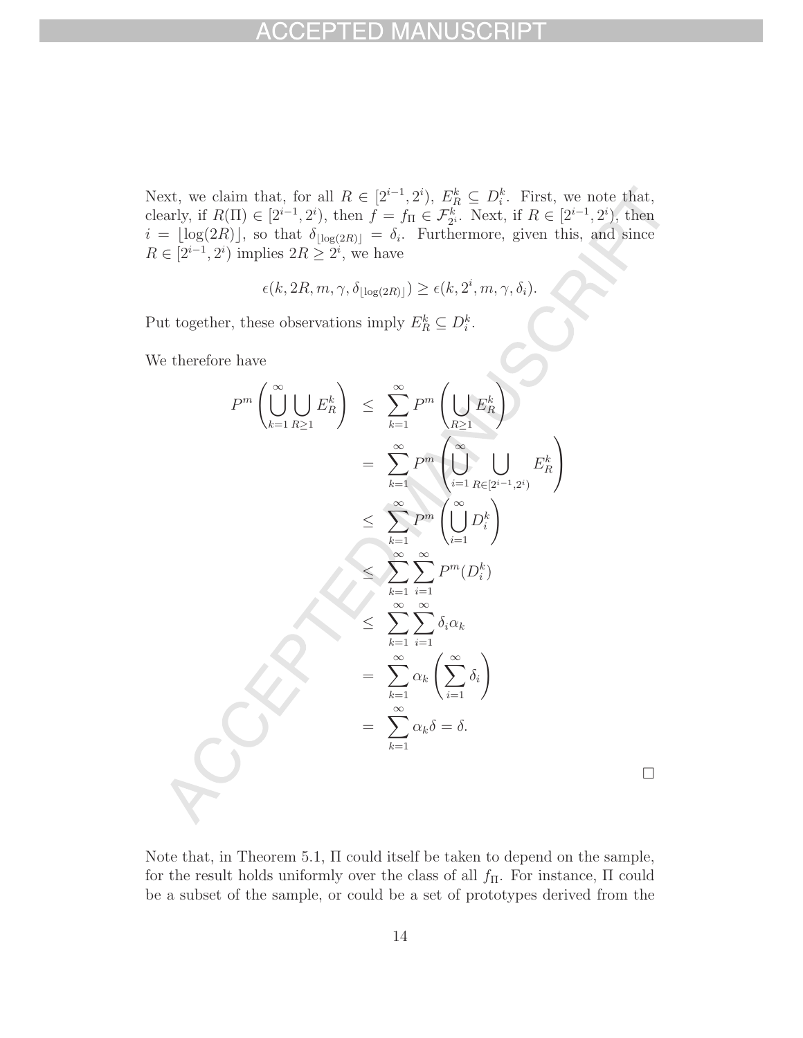Next, we claim that, for all $R \in [2^{i-1}, 2^i)$, $E_R^k \subseteq D_i^k$. First, we note that, clearly, if $R(\Pi) \in [2^{i-1}, 2^i)$, then $f = f_\Pi \in \mathcal{F}_{2^i}^k$. Next, if $R \in [2^{i-1}, 2^i)$, then $i = \lfloor \log(2R) \rfloor$, so that $\delta_{\lfloor \log(2R) \rfloor} = \delta_i$. Furthermore, given this, and since $R \in [2^{i-1}, 2^i)$ implies $2R \geq 2^i$, we have

$$\epsilon(k, 2R, m, \gamma, \delta_{\lfloor \log(2R) \rfloor}) \geq \epsilon(k, 2^i, m, \gamma, \delta_i).$$

Put together, these observations imply $E_R^k \subseteq D_i^k$.

We therefore have

$$
\begin{aligned}
P^m\left(\bigcup_{k=1}^{\infty} \bigcup_{R \geq 1} E_R^k\right) &\leq \sum_{k=1}^{\infty} P^m\left(\bigcup_{R \geq 1} E_R^k\right) \\
&= \sum_{k=1}^{\infty} P^m\left(\bigcup_{i=1}^{\infty} \bigcup_{R \in [2^{i-1}, 2^i)} E_R^k\right) \\
&\leq \sum_{k=1}^{\infty} P^m\left(\bigcup_{i=1}^{\infty} D_i^k\right) \\
&\leq \sum_{k=1}^{\infty} \sum_{i=1}^{\infty} P^m(D_i^k) \\
&\leq \sum_{k=1}^{\infty} \sum_{i=1}^{\infty} \delta_i \alpha_k \\
&= \sum_{k=1}^{\infty} \alpha_k \left(\sum_{i=1}^{\infty} \delta_i\right) \\
&= \sum_{k=1}^{\infty} \alpha_k \delta = \delta.
\end{aligned}
$$

□

Note that, in Theorem 5.1, $\Pi$ could itself be taken to depend on the sample, for the result holds uniformly over the class of all $f_\Pi$. For instance, $\Pi$ could be a subset of the sample, or could be a set of prototypes derived from the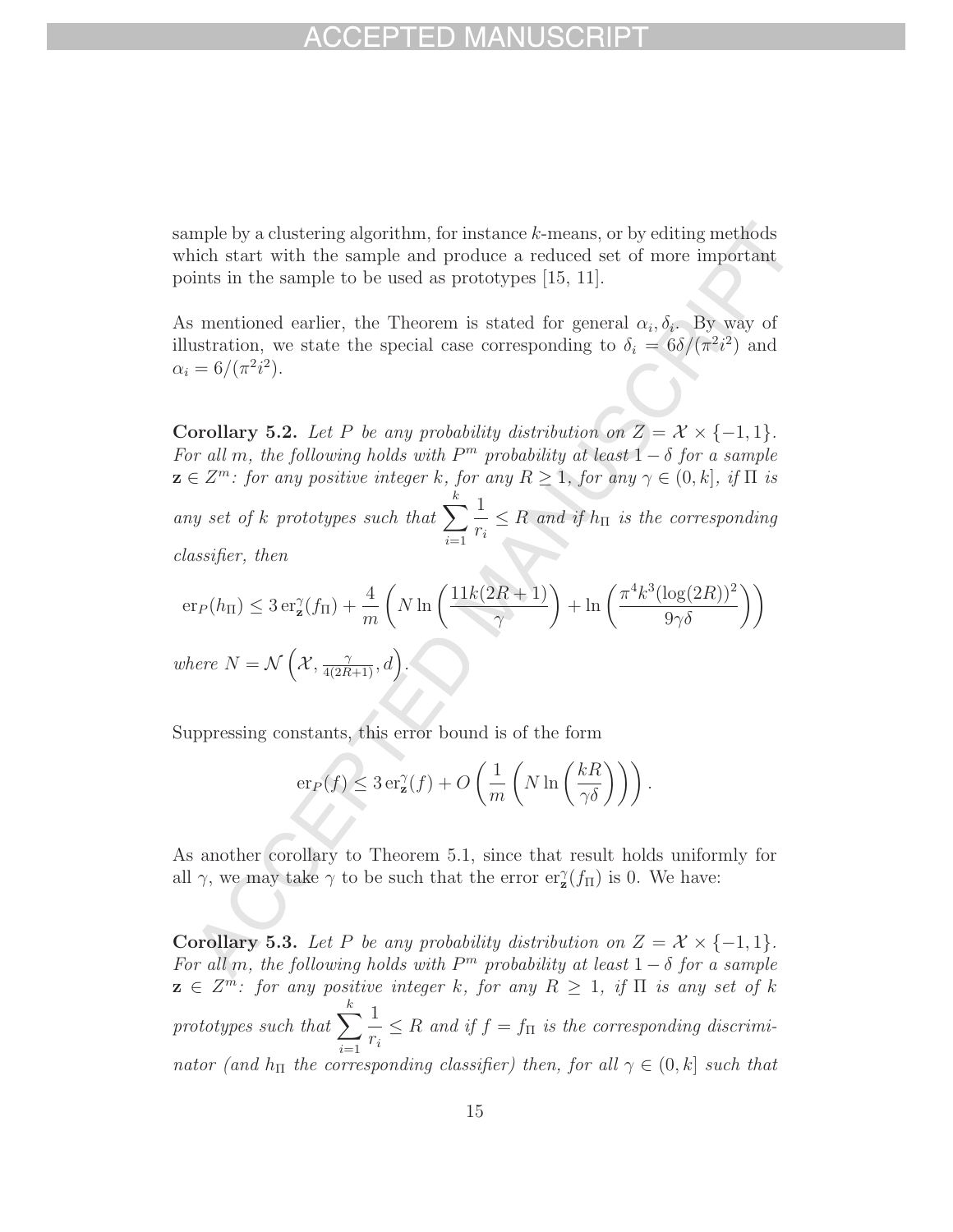sample by a clustering algorithm, for instance $k$-means, or by editing methods which start with the sample and produce a reduced set of more important points in the sample to be used as prototypes [15, 11].

As mentioned earlier, the Theorem is stated for general $\alpha_i, \delta_i$. By way of illustration, we state the special case corresponding to $\delta_i = 6\delta/(\pi^2 i^2)$ and $\alpha_i = 6/(\pi^2 i^2)$.

**Corollary 5.2.** *Let $P$ be any probability distribution on $Z = \mathcal{X} \times \{-1, 1\}$. For all $m$, the following holds with $P^m$ probability at least $1 - \delta$ for a sample $\mathbf{z} \in Z^m$: for any positive integer $k$, for any $R \geq 1$, for any $\gamma \in (0, k]$, if $\Pi$ is any set of $k$ prototypes such that $\sum_{i=1}^{k} \frac{1}{r_i} \leq R$ and if $h_\Pi$ is the corresponding classifier, then*

$$\mathrm{er}_P(h_\Pi) \leq 3\,\mathrm{er}_{\mathbf{z}}^{\gamma}(f_\Pi) + \frac{4}{m}\left(N \ln\left(\frac{11k(2R+1)}{\gamma}\right) + \ln\left(\frac{\pi^4 k^3 (\log(2R))^2}{9\gamma\delta}\right)\right)$$

*where $N = \mathcal{N}\left(\mathcal{X}, \frac{\gamma}{4(2R+1)}, d\right)$.*

Suppressing constants, this error bound is of the form

$$\mathrm{er}_P(f) \leq 3\,\mathrm{er}_{\mathbf{z}}^{\gamma}(f) + O\left(\frac{1}{m}\left(N \ln\left(\frac{kR}{\gamma\delta}\right)\right)\right).$$

As another corollary to Theorem 5.1, since that result holds uniformly for all $\gamma$, we may take $\gamma$ to be such that the error $\mathrm{er}_{\mathbf{z}}^{\gamma}(f_\Pi)$ is 0. We have:

**Corollary 5.3.** *Let $P$ be any probability distribution on $Z = \mathcal{X} \times \{-1, 1\}$. For all $m$, the following holds with $P^m$ probability at least $1 - \delta$ for a sample $\mathbf{z} \in Z^m$: for any positive integer $k$, for any $R \geq 1$, if $\Pi$ is any set of $k$ prototypes such that $\sum_{i=1}^{k} \frac{1}{r_i} \leq R$ and if $f = f_\Pi$ is the corresponding discriminator (and $h_\Pi$ the corresponding classifier) then, for all $\gamma \in (0, k]$ such that*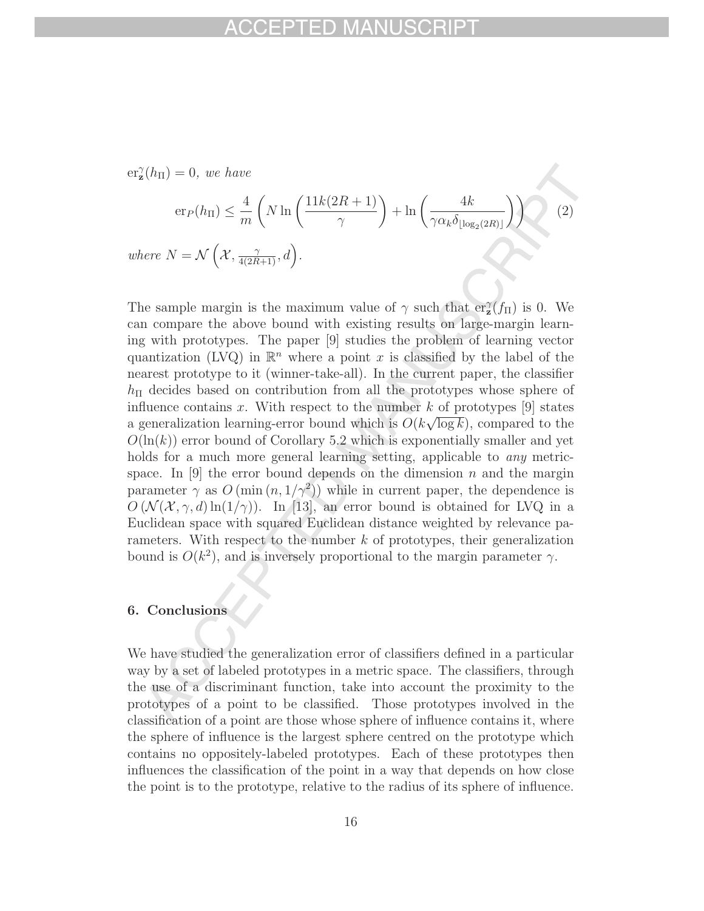$\mathrm{er}_{\mathbf{z}}^{\gamma}(h_{\Pi}) = 0$, *we have*

$$\mathrm{er}_P(h_{\Pi}) \leq \frac{4}{m}\left(N \ln\left(\frac{11k(2R+1)}{\gamma}\right) + \ln\left(\frac{4k}{\gamma \alpha_k \delta_{\lfloor \log_2(2R) \rfloor}}\right)\right) \tag{2}$$

*where* $N = \mathcal{N}\left(\mathcal{X}, \frac{\gamma}{4(2R+1)}, d\right)$.

The sample margin is the maximum value of $\gamma$ such that $\mathrm{er}_{\mathbf{z}}^{\gamma}(f_{\Pi})$ is 0. We can compare the above bound with existing results on large-margin learning with prototypes. The paper [9] studies the problem of learning vector quantization (LVQ) in $\mathbb{R}^n$ where a point $x$ is classified by the label of the nearest prototype to it (winner-take-all). In the current paper, the classifier $h_{\Pi}$ decides based on contribution from all the prototypes whose sphere of influence contains $x$. With respect to the number $k$ of prototypes [9] states a generalization learning-error bound which is $O(k\sqrt{\log k})$, compared to the $O(\ln(k))$ error bound of Corollary 5.2 which is exponentially smaller and yet holds for a much more general learning setting, applicable to *any* metric-space. In [9] the error bound depends on the dimension $n$ and the margin parameter $\gamma$ as $O\left(\min\left(n, 1/\gamma^2\right)\right)$ while in current paper, the dependence is $O\left(\mathcal{N}(\mathcal{X}, \gamma, d) \ln(1/\gamma)\right)$. In [13], an error bound is obtained for LVQ in a Euclidean space with squared Euclidean distance weighted by relevance parameters. With respect to the number $k$ of prototypes, their generalization bound is $O(k^2)$, and is inversely proportional to the margin parameter $\gamma$.

## 6. Conclusions

We have studied the generalization error of classifiers defined in a particular way by a set of labeled prototypes in a metric space. The classifiers, through the use of a discriminant function, take into account the proximity to the prototypes of a point to be classified. Those prototypes involved in the classification of a point are those whose sphere of influence contains it, where the sphere of influence is the largest sphere centred on the prototype which contains no oppositely-labeled prototypes. Each of these prototypes then influences the classification of the point in a way that depends on how close the point is to the prototype, relative to the radius of its sphere of influence.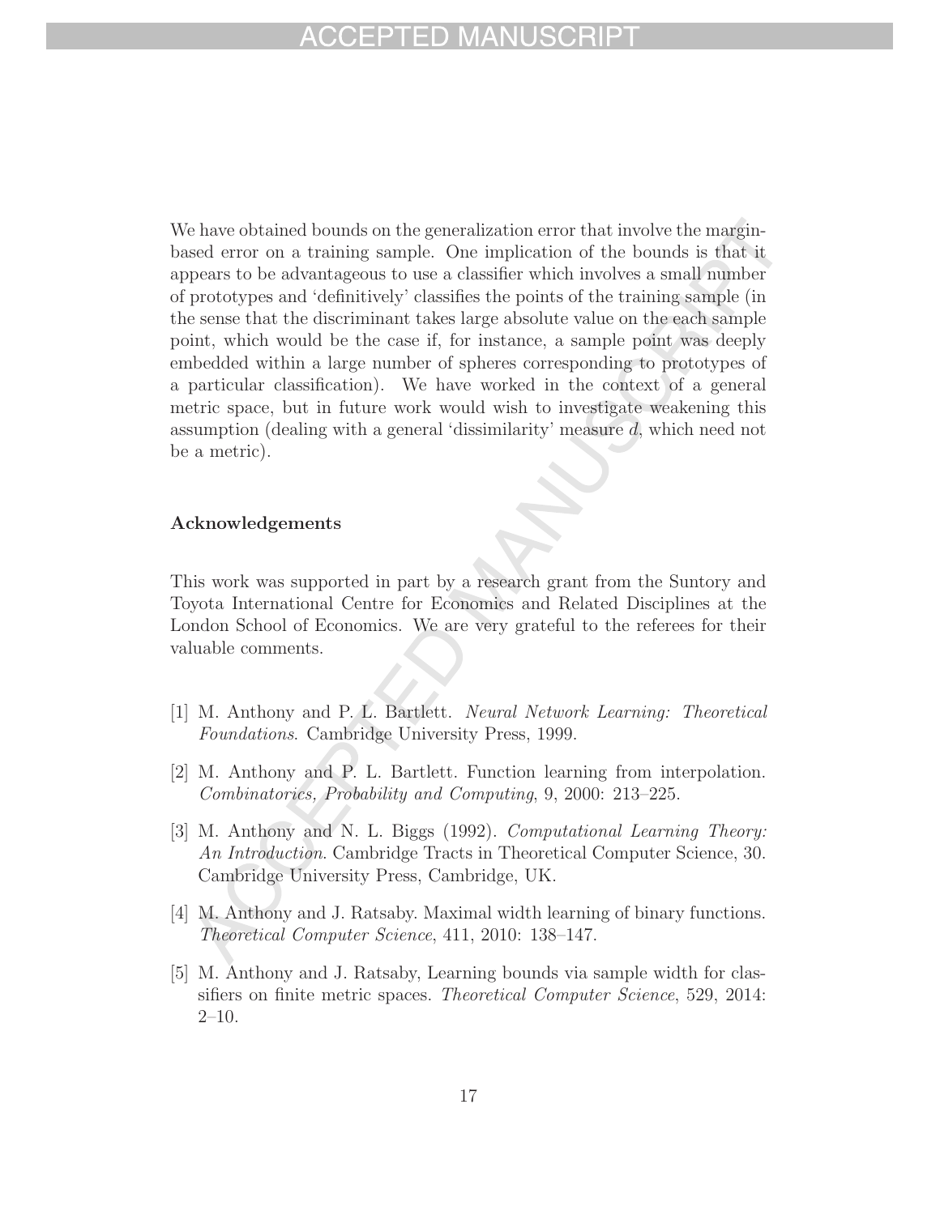We have obtained bounds on the generalization error that involve the margin-based error on a training sample. One implication of the bounds is that it appears to be advantageous to use a classifier which involves a small number of prototypes and 'definitively' classifies the points of the training sample (in the sense that the discriminant takes large absolute value on the each sample point, which would be the case if, for instance, a sample point was deeply embedded within a large number of spheres corresponding to prototypes of a particular classification). We have worked in the context of a general metric space, but in future work would wish to investigate weakening this assumption (dealing with a general 'dissimilarity' measure $d$, which need not be a metric).

### Acknowledgements

This work was supported in part by a research grant from the Suntory and Toyota International Centre for Economics and Related Disciplines at the London School of Economics. We are very grateful to the referees for their valuable comments.

[1] M. Anthony and P. L. Bartlett. *Neural Network Learning: Theoretical Foundations*. Cambridge University Press, 1999.

[2] M. Anthony and P. L. Bartlett. Function learning from interpolation. *Combinatorics, Probability and Computing*, 9, 2000: 213–225.

[3] M. Anthony and N. L. Biggs (1992). *Computational Learning Theory: An Introduction*. Cambridge Tracts in Theoretical Computer Science, 30. Cambridge University Press, Cambridge, UK.

[4] M. Anthony and J. Ratsaby. Maximal width learning of binary functions. *Theoretical Computer Science*, 411, 2010: 138–147.

[5] M. Anthony and J. Ratsaby, Learning bounds via sample width for classifiers on finite metric spaces. *Theoretical Computer Science*, 529, 2014: 2–10.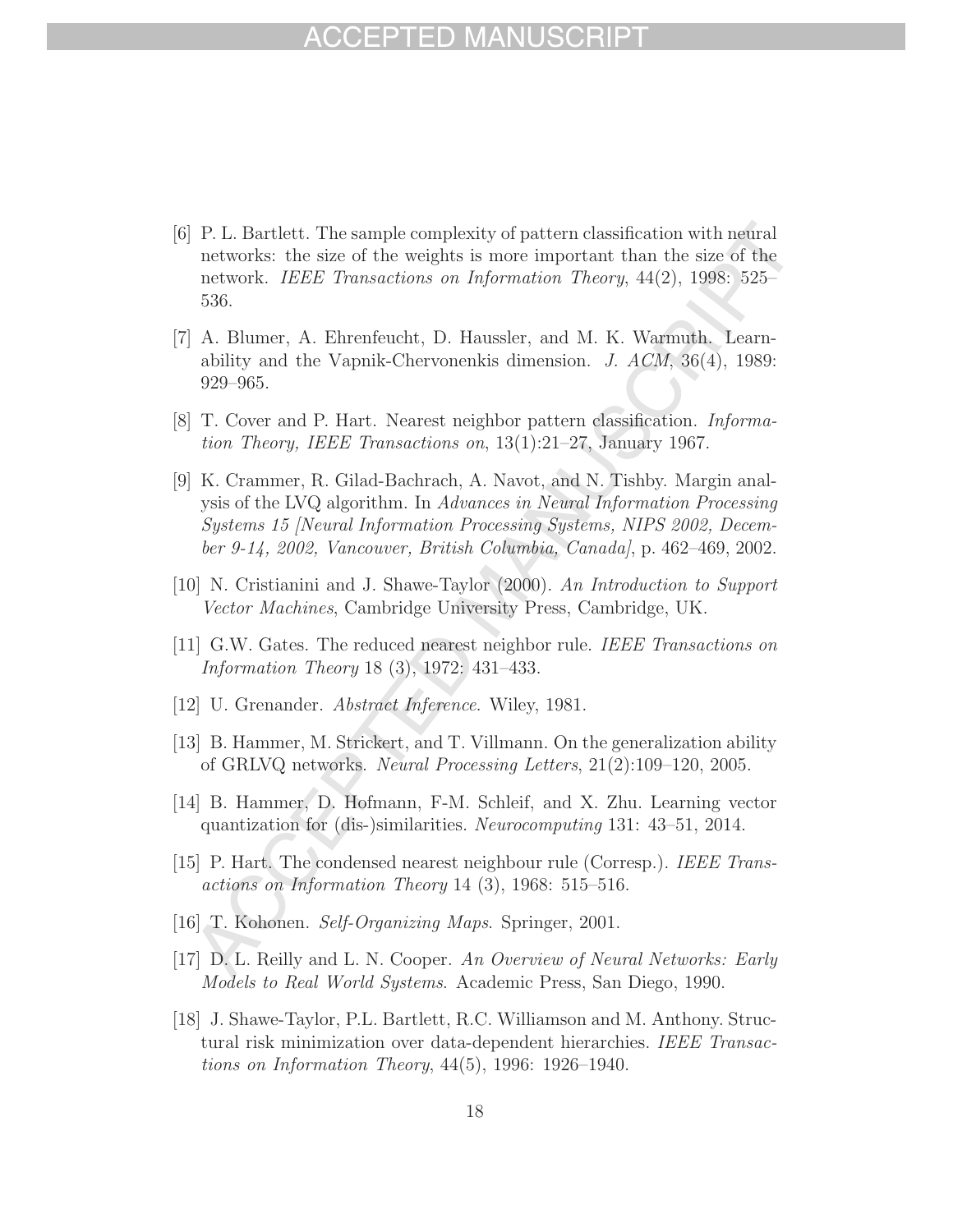[6] P. L. Bartlett. The sample complexity of pattern classification with neural networks: the size of the weights is more important than the size of the network. *IEEE Transactions on Information Theory*, 44(2), 1998: 525–536.

[7] A. Blumer, A. Ehrenfeucht, D. Haussler, and M. K. Warmuth. Learnability and the Vapnik-Chervonenkis dimension. *J. ACM*, 36(4), 1989: 929–965.

[8] T. Cover and P. Hart. Nearest neighbor pattern classification. *Information Theory, IEEE Transactions on*, 13(1):21–27, January 1967.

[9] K. Crammer, R. Gilad-Bachrach, A. Navot, and N. Tishby. Margin analysis of the LVQ algorithm. In *Advances in Neural Information Processing Systems 15 [Neural Information Processing Systems, NIPS 2002, December 9-14, 2002, Vancouver, British Columbia, Canada]*, p. 462–469, 2002.

[10] N. Cristianini and J. Shawe-Taylor (2000). *An Introduction to Support Vector Machines*, Cambridge University Press, Cambridge, UK.

[11] G.W. Gates. The reduced nearest neighbor rule. *IEEE Transactions on Information Theory* 18 (3), 1972: 431–433.

[12] U. Grenander. *Abstract Inference*. Wiley, 1981.

[13] B. Hammer, M. Strickert, and T. Villmann. On the generalization ability of GRLVQ networks. *Neural Processing Letters*, 21(2):109–120, 2005.

[14] B. Hammer, D. Hofmann, F-M. Schleif, and X. Zhu. Learning vector quantization for (dis-)similarities. *Neurocomputing* 131: 43–51, 2014.

[15] P. Hart. The condensed nearest neighbour rule (Corresp.). *IEEE Transactions on Information Theory* 14 (3), 1968: 515–516.

[16] T. Kohonen. *Self-Organizing Maps*. Springer, 2001.

[17] D. L. Reilly and L. N. Cooper. *An Overview of Neural Networks: Early Models to Real World Systems.* Academic Press, San Diego, 1990.

[18] J. Shawe-Taylor, P.L. Bartlett, R.C. Williamson and M. Anthony. Structural risk minimization over data-dependent hierarchies. *IEEE Transactions on Information Theory*, 44(5), 1996: 1926–1940.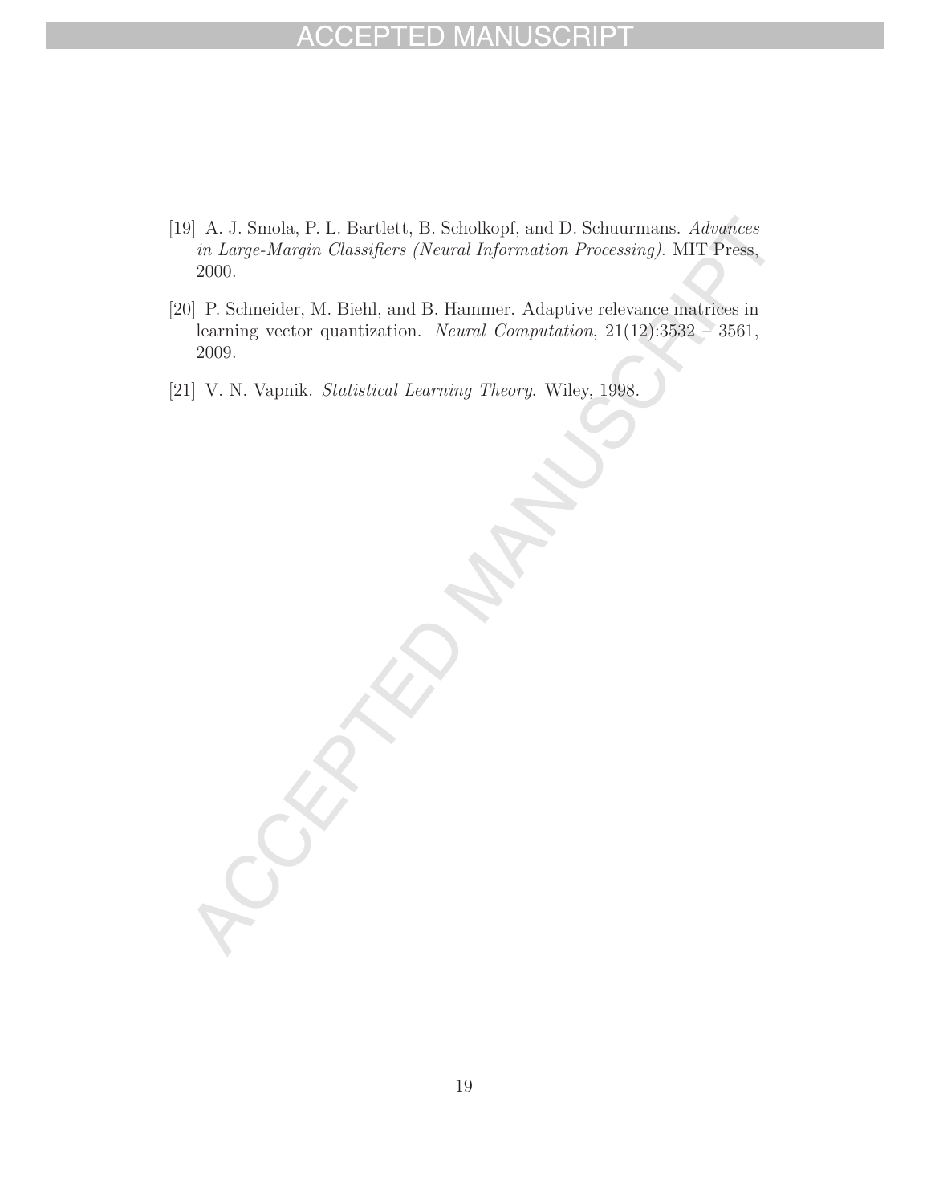[19] A. J. Smola, P. L. Bartlett, B. Scholkopf, and D. Schuurmans. *Advances in Large-Margin Classifiers (Neural Information Processing)*. MIT Press, 2000.

[20] P. Schneider, M. Biehl, and B. Hammer. Adaptive relevance matrices in learning vector quantization. *Neural Computation*, 21(12):3532 – 3561, 2009.

[21] V. N. Vapnik. *Statistical Learning Theory*. Wiley, 1998.